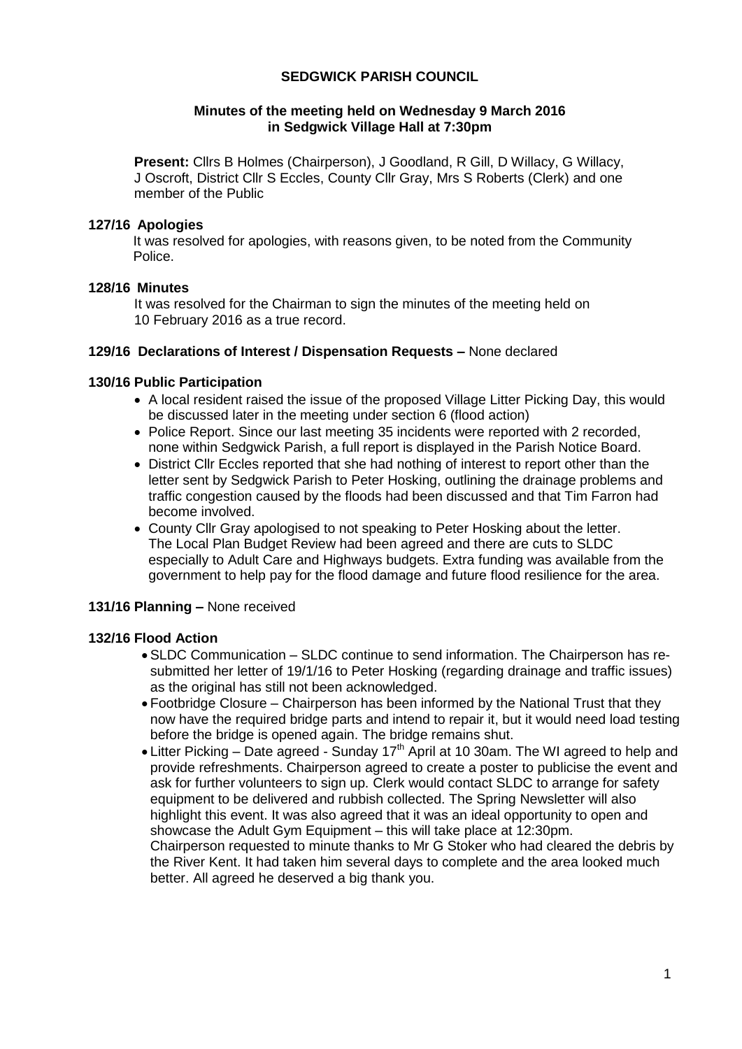# SEDGWICK PARISH COUNCIL

**Minutes of the meeting held on Wednesday 9 March 2016 in Sedgwick Village Hall at 7:30pm**

**Present:** Cllrs B Holmes (Chairperson), J Goodland, R Gill, D Willacy, G Willacy, J Oscroft, District Cllr S Eccles, County Cllr Gray, Mrs S Roberts (Clerk) and one member of the Public

### 127/16 Apologies

It was resolved for apologies, with reasons given, to be noted from the Community Police.

### 128/16 Minutes

It was resolved for the Chairman to sign the minutes of the meeting held on 10 February 2016 as a true record.

### 129/16 Declarations of Interest / Dispensation Requests – None declared

### 130/16 Public Participation

- A local resident raised the issue of the proposed Village Litter Picking Day, this would be discussed later in the meeting under section 6 (flood action)
- Police Report. Since our last meeting 35 incidents were reported with 2 recorded, none within Sedgwick Parish, a full report is displayed in the Parish Notice Board.
- District Cllr Eccles reported that she had nothing of interest to report other than the letter sent by Sedgwick Parish to Peter Hosking, outlining the drainage problems and traffic congestion caused by the floods had been discussed and that Tim Farron had become involved.
- County Cllr Gray apologised to not speaking to Peter Hosking about the letter. The Local Plan Budget Review had been agreed and there are cuts to SLDC especially to Adult Care and Highways budgets. Extra funding was available from the government to help pay for the flood damage and future flood resilience for the area.

### 131/16 Planning – None received

### 132/16 Flood Action

- SLDC Communication – SLDC continue to send information. The Chairperson has re-submitted her letter of 19/1/16 to Peter Hosking (regarding drainage and traffic issues) as the original has still not been acknowledged.
- Footbridge Closure – Chairperson has been informed by the National Trust that they now have the required bridge parts and intend to repair it, but it would need load testing before the bridge is opened again. The bridge remains shut.
- Litter Picking – Date agreed - Sunday 17th April at 10 30am. The WI agreed to help and provide refreshments. Chairperson agreed to create a poster to publicise the event and ask for further volunteers to sign up. Clerk would contact SLDC to arrange for safety equipment to be delivered and rubbish collected. The Spring Newsletter will also highlight this event. It was also agreed that it was an ideal opportunity to open and showcase the Adult Gym Equipment – this will take place at 12:30pm.
  Chairperson requested to minute thanks to Mr G Stoker who had cleared the debris by the River Kent. It had taken him several days to complete and the area looked much better. All agreed he deserved a big thank you.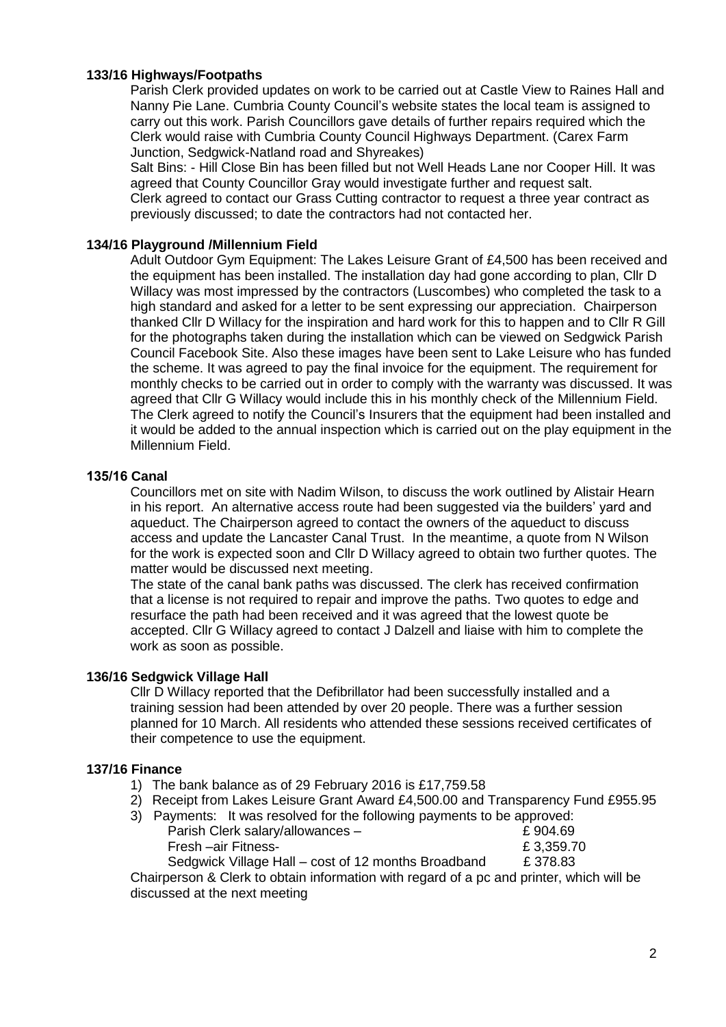**133/16 Highways/Footpaths**

Parish Clerk provided updates on work to be carried out at Castle View to Raines Hall and Nanny Pie Lane. Cumbria County Council's website states the local team is assigned to carry out this work. Parish Councillors gave details of further repairs required which the Clerk would raise with Cumbria County Council Highways Department. (Carex Farm Junction, Sedgwick-Natland road and Shyreakes)

Salt Bins: - Hill Close Bin has been filled but not Well Heads Lane nor Cooper Hill. It was agreed that County Councillor Gray would investigate further and request salt.

Clerk agreed to contact our Grass Cutting contractor to request a three year contract as previously discussed; to date the contractors had not contacted her.

**134/16 Playground /Millennium Field**

Adult Outdoor Gym Equipment: The Lakes Leisure Grant of £4,500 has been received and the equipment has been installed. The installation day had gone according to plan, Cllr D Willacy was most impressed by the contractors (Luscombes) who completed the task to a high standard and asked for a letter to be sent expressing our appreciation. Chairperson thanked Cllr D Willacy for the inspiration and hard work for this to happen and to Cllr R Gill for the photographs taken during the installation which can be viewed on Sedgwick Parish Council Facebook Site. Also these images have been sent to Lake Leisure who has funded the scheme. It was agreed to pay the final invoice for the equipment. The requirement for monthly checks to be carried out in order to comply with the warranty was discussed. It was agreed that Cllr G Willacy would include this in his monthly check of the Millennium Field. The Clerk agreed to notify the Council's Insurers that the equipment had been installed and it would be added to the annual inspection which is carried out on the play equipment in the Millennium Field.

**135/16 Canal**

Councillors met on site with Nadim Wilson, to discuss the work outlined by Alistair Hearn in his report. An alternative access route had been suggested via the builders' yard and aqueduct. The Chairperson agreed to contact the owners of the aqueduct to discuss access and update the Lancaster Canal Trust. In the meantime, a quote from N Wilson for the work is expected soon and Cllr D Willacy agreed to obtain two further quotes. The matter would be discussed next meeting.

The state of the canal bank paths was discussed. The clerk has received confirmation that a license is not required to repair and improve the paths. Two quotes to edge and resurface the path had been received and it was agreed that the lowest quote be accepted. Cllr G Willacy agreed to contact J Dalzell and liaise with him to complete the work as soon as possible.

**136/16 Sedgwick Village Hall**

Cllr D Willacy reported that the Defibrillator had been successfully installed and a training session had been attended by over 20 people. There was a further session planned for 10 March. All residents who attended these sessions received certificates of their competence to use the equipment.

**137/16 Finance**

1) The bank balance as of 29 February 2016 is £17,759.58
2) Receipt from Lakes Leisure Grant Award £4,500.00 and Transparency Fund £955.95
3) Payments: It was resolved for the following payments to be approved:

| | |
|---|---|
| Parish Clerk salary/allowances – | £ 904.69 |
| Fresh –air Fitness- | £ 3,359.70 |
| Sedgwick Village Hall – cost of 12 months Broadband | £ 378.83 |

Chairperson & Clerk to obtain information with regard of a pc and printer, which will be discussed at the next meeting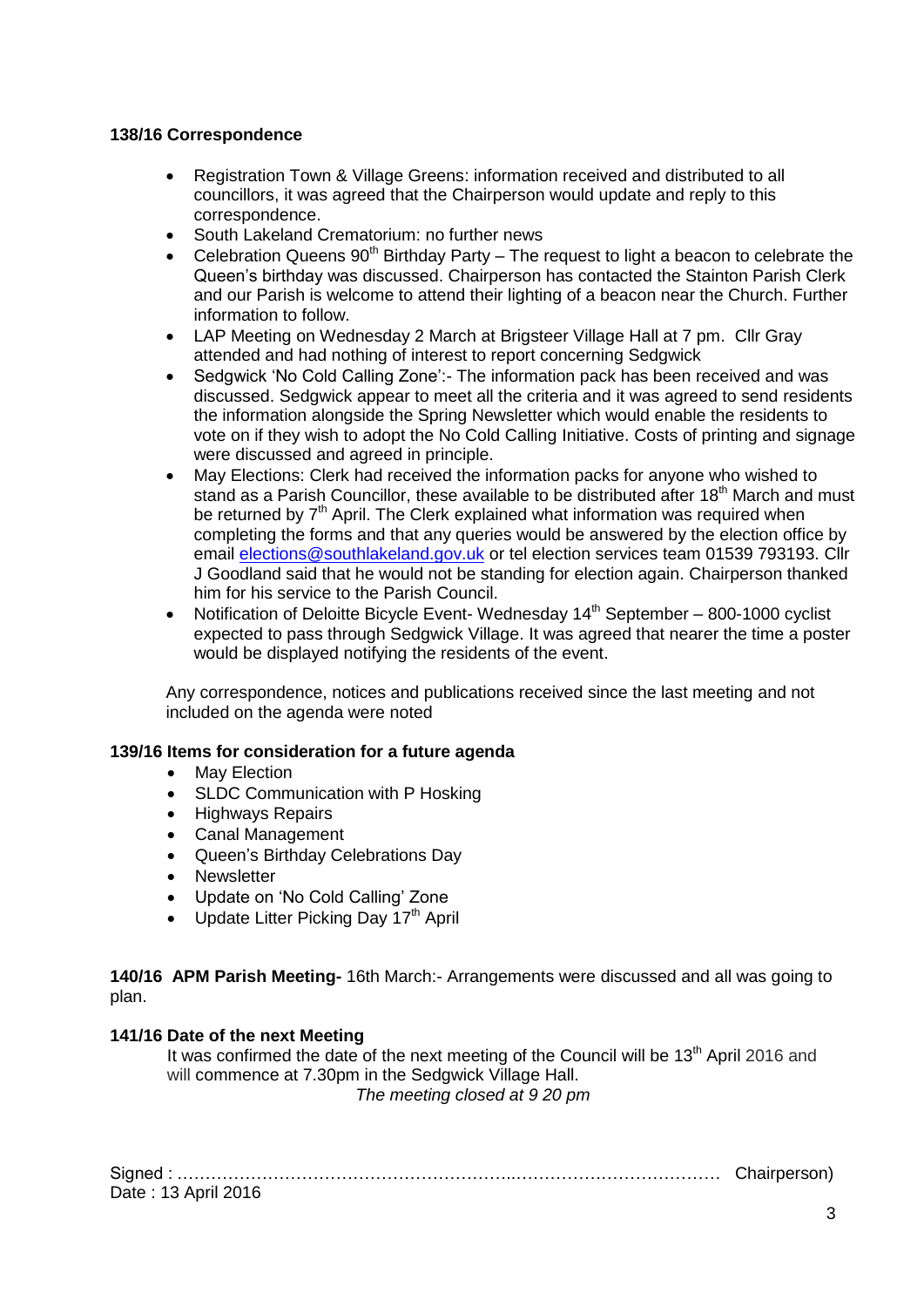**138/16 Correspondence**

- Registration Town & Village Greens: information received and distributed to all councillors, it was agreed that the Chairperson would update and reply to this correspondence.
- South Lakeland Crematorium: no further news
- Celebration Queens 90th Birthday Party – The request to light a beacon to celebrate the Queen's birthday was discussed. Chairperson has contacted the Stainton Parish Clerk and our Parish is welcome to attend their lighting of a beacon near the Church. Further information to follow.
- LAP Meeting on Wednesday 2 March at Brigsteer Village Hall at 7 pm. Cllr Gray attended and had nothing of interest to report concerning Sedgwick
- Sedgwick 'No Cold Calling Zone':- The information pack has been received and was discussed. Sedgwick appear to meet all the criteria and it was agreed to send residents the information alongside the Spring Newsletter which would enable the residents to vote on if they wish to adopt the No Cold Calling Initiative. Costs of printing and signage were discussed and agreed in principle.
- May Elections: Clerk had received the information packs for anyone who wished to stand as a Parish Councillor, these available to be distributed after 18th March and must be returned by 7th April. The Clerk explained what information was required when completing the forms and that any queries would be answered by the election office by email elections@southlakeland.gov.uk or tel election services team 01539 793193. Cllr J Goodland said that he would not be standing for election again. Chairperson thanked him for his service to the Parish Council.
- Notification of Deloitte Bicycle Event- Wednesday 14th September – 800-1000 cyclist expected to pass through Sedgwick Village. It was agreed that nearer the time a poster would be displayed notifying the residents of the event.

Any correspondence, notices and publications received since the last meeting and not included on the agenda were noted

**139/16 Items for consideration for a future agenda**

- May Election
- SLDC Communication with P Hosking
- Highways Repairs
- Canal Management
- Queen's Birthday Celebrations Day
- Newsletter
- Update on 'No Cold Calling' Zone
- Update Litter Picking Day 17th April

**140/16 APM Parish Meeting-** 16th March:- Arrangements were discussed and all was going to plan.

**141/16 Date of the next Meeting**

It was confirmed the date of the next meeting of the Council will be 13th April 2016 and will commence at 7.30pm in the Sedgwick Village Hall.

*The meeting closed at 9 20 pm*

Signed : …………………………………………………..……………………………… Chairperson)

Date : 13 April 2016